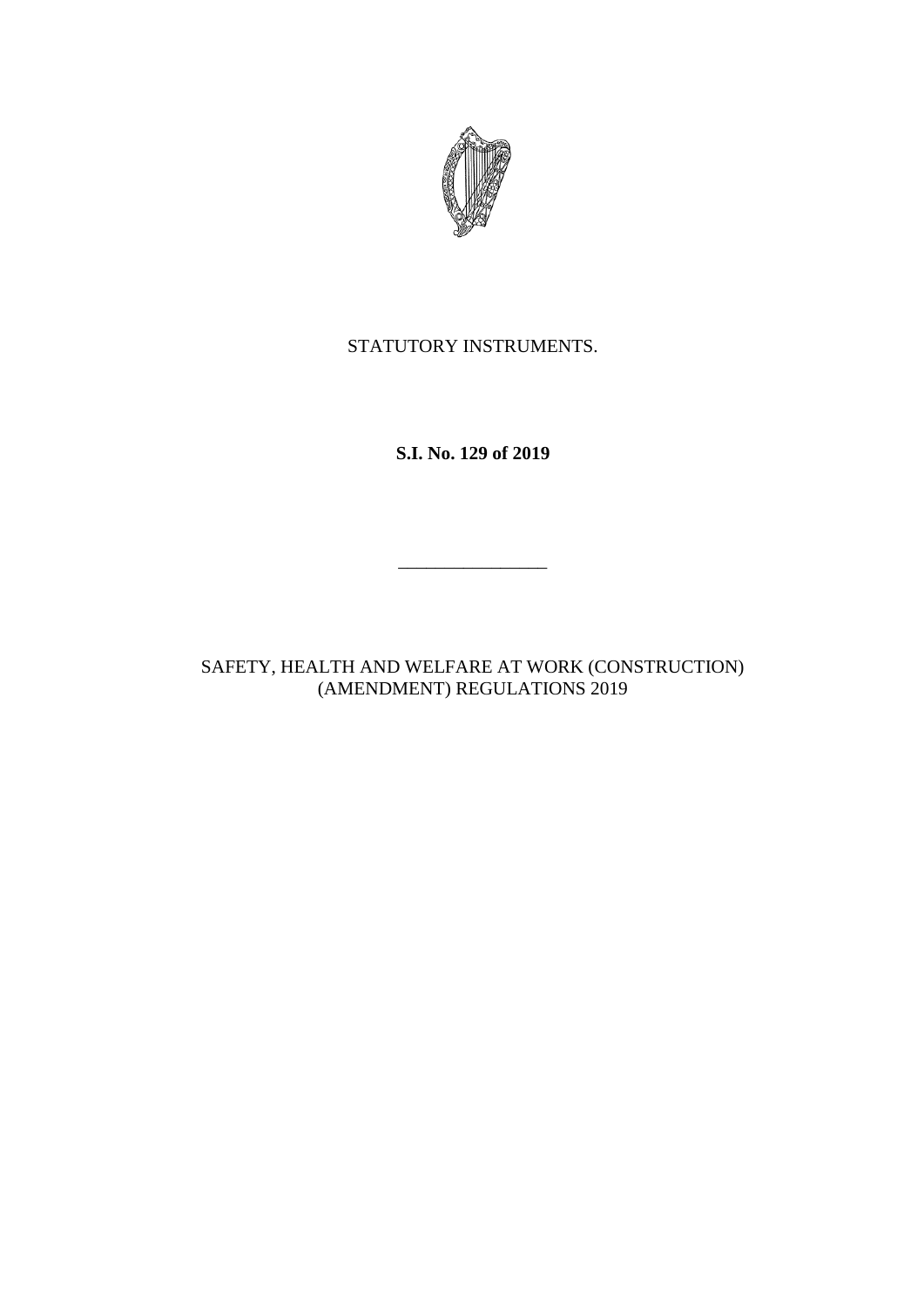STATUTORY INSTRUMENTS.

**S.I. No. 129 of 2019**

---

SAFETY, HEALTH AND WELFARE AT WORK (CONSTRUCTION) (AMENDMENT) REGULATIONS 2019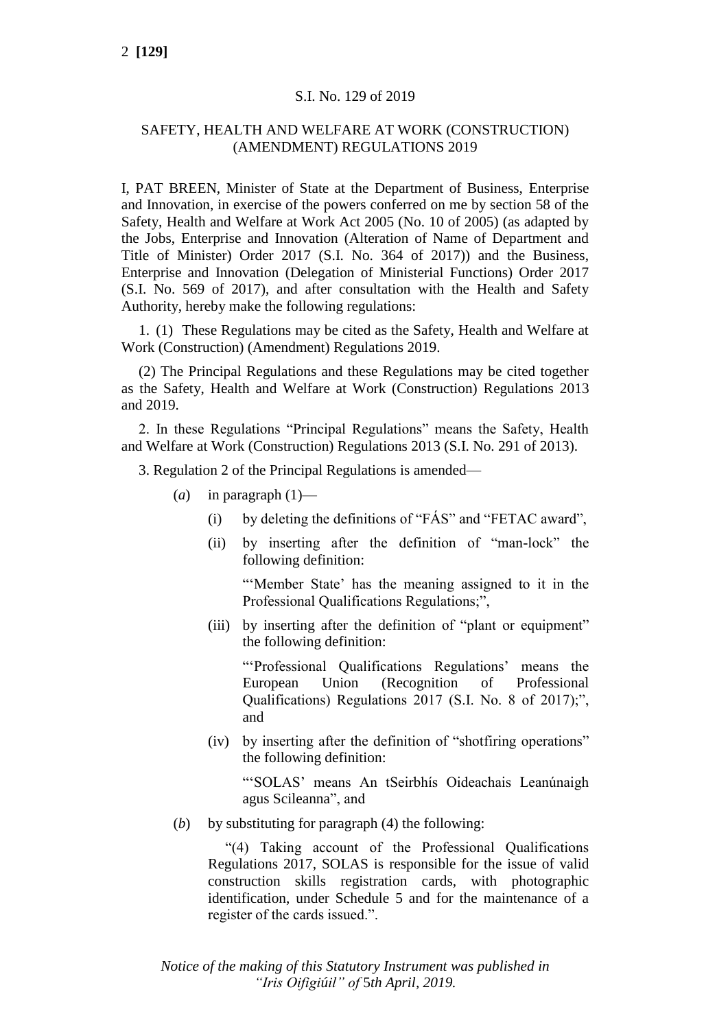S.I. No. 129 of 2019

SAFETY, HEALTH AND WELFARE AT WORK (CONSTRUCTION) (AMENDMENT) REGULATIONS 2019

I, PAT BREEN, Minister of State at the Department of Business, Enterprise and Innovation, in exercise of the powers conferred on me by section 58 of the Safety, Health and Welfare at Work Act 2005 (No. 10 of 2005) (as adapted by the Jobs, Enterprise and Innovation (Alteration of Name of Department and Title of Minister) Order 2017 (S.I. No. 364 of 2017)) and the Business, Enterprise and Innovation (Delegation of Ministerial Functions) Order 2017 (S.I. No. 569 of 2017), and after consultation with the Health and Safety Authority, hereby make the following regulations:

1. (1) These Regulations may be cited as the Safety, Health and Welfare at Work (Construction) (Amendment) Regulations 2019.

(2) The Principal Regulations and these Regulations may be cited together as the Safety, Health and Welfare at Work (Construction) Regulations 2013 and 2019.

2. In these Regulations "Principal Regulations" means the Safety, Health and Welfare at Work (Construction) Regulations 2013 (S.I. No. 291 of 2013).

3. Regulation 2 of the Principal Regulations is amended—

(*a*) in paragraph (1)—

(i) by deleting the definitions of "FÁS" and "FETAC award",

(ii) by inserting after the definition of "man-lock" the following definition:

"'Member State' has the meaning assigned to it in the Professional Qualifications Regulations;",

(iii) by inserting after the definition of "plant or equipment" the following definition:

"'Professional Qualifications Regulations' means the European Union (Recognition of Professional Qualifications) Regulations 2017 (S.I. No. 8 of 2017);", and

(iv) by inserting after the definition of "shotfiring operations" the following definition:

"'SOLAS' means An tSeirbhís Oideachais Leanúnaigh agus Scileanna", and

(*b*) by substituting for paragraph (4) the following:

"(4) Taking account of the Professional Qualifications Regulations 2017, SOLAS is responsible for the issue of valid construction skills registration cards, with photographic identification, under Schedule 5 and for the maintenance of a register of the cards issued.".

*Notice of the making of this Statutory Instrument was published in "Iris Oifigiúil" of 5th April, 2019.*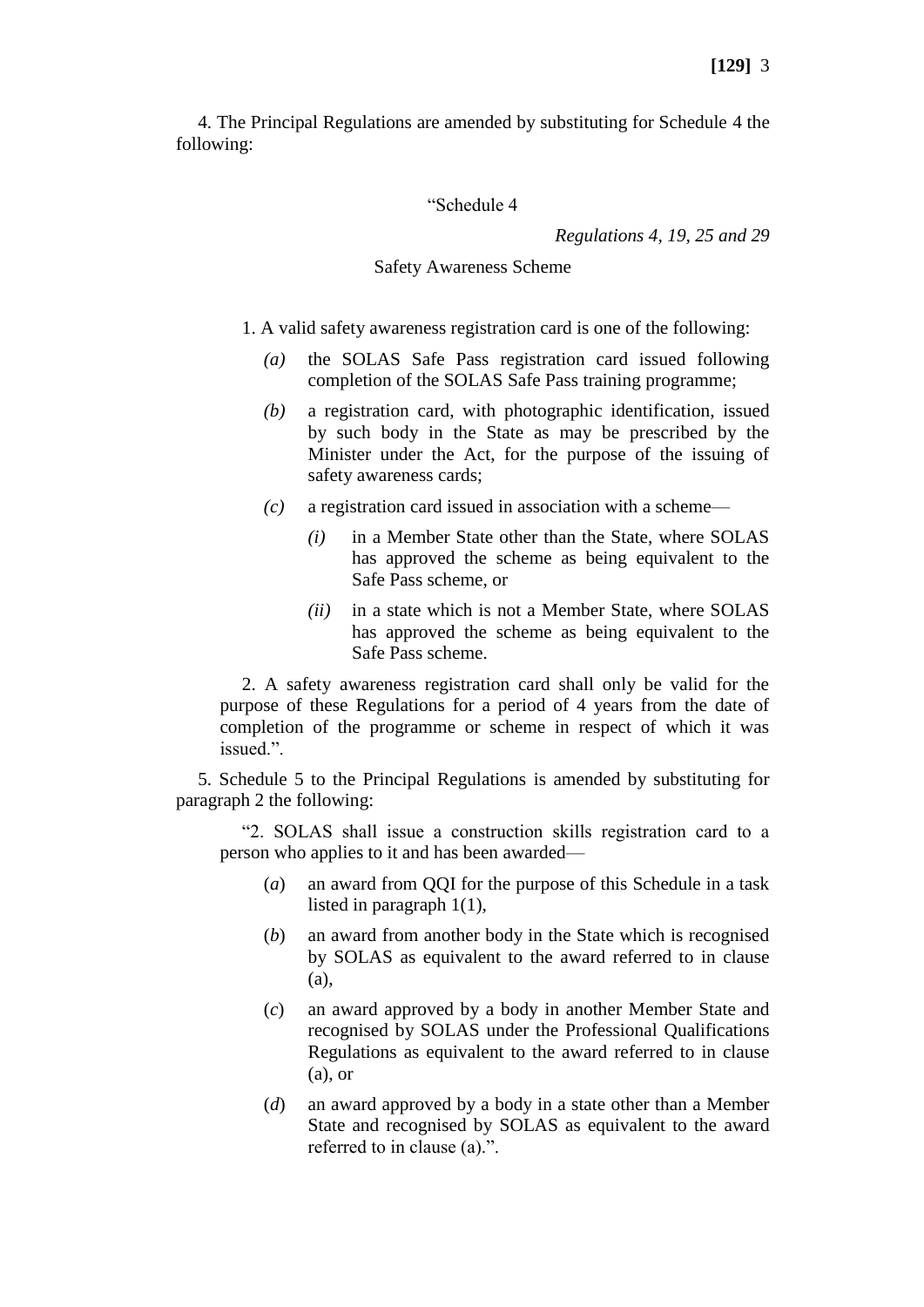4. The Principal Regulations are amended by substituting for Schedule 4 the following:

“Schedule 4

*Regulations 4, 19, 25 and 29*

Safety Awareness Scheme

1. A valid safety awareness registration card is one of the following:

*(a)* the SOLAS Safe Pass registration card issued following completion of the SOLAS Safe Pass training programme;

*(b)* a registration card, with photographic identification, issued by such body in the State as may be prescribed by the Minister under the Act, for the purpose of the issuing of safety awareness cards;

*(c)* a registration card issued in association with a scheme—

*(i)* in a Member State other than the State, where SOLAS has approved the scheme as being equivalent to the Safe Pass scheme, or

*(ii)* in a state which is not a Member State, where SOLAS has approved the scheme as being equivalent to the Safe Pass scheme.

2. A safety awareness registration card shall only be valid for the purpose of these Regulations for a period of 4 years from the date of completion of the programme or scheme in respect of which it was issued.”.

5. Schedule 5 to the Principal Regulations is amended by substituting for paragraph 2 the following:

“2. SOLAS shall issue a construction skills registration card to a person who applies to it and has been awarded—

(*a*) an award from QQI for the purpose of this Schedule in a task listed in paragraph 1(1),

(*b*) an award from another body in the State which is recognised by SOLAS as equivalent to the award referred to in clause (a),

(*c*) an award approved by a body in another Member State and recognised by SOLAS under the Professional Qualifications Regulations as equivalent to the award referred to in clause (a), or

(*d*) an award approved by a body in a state other than a Member State and recognised by SOLAS as equivalent to the award referred to in clause (a).”.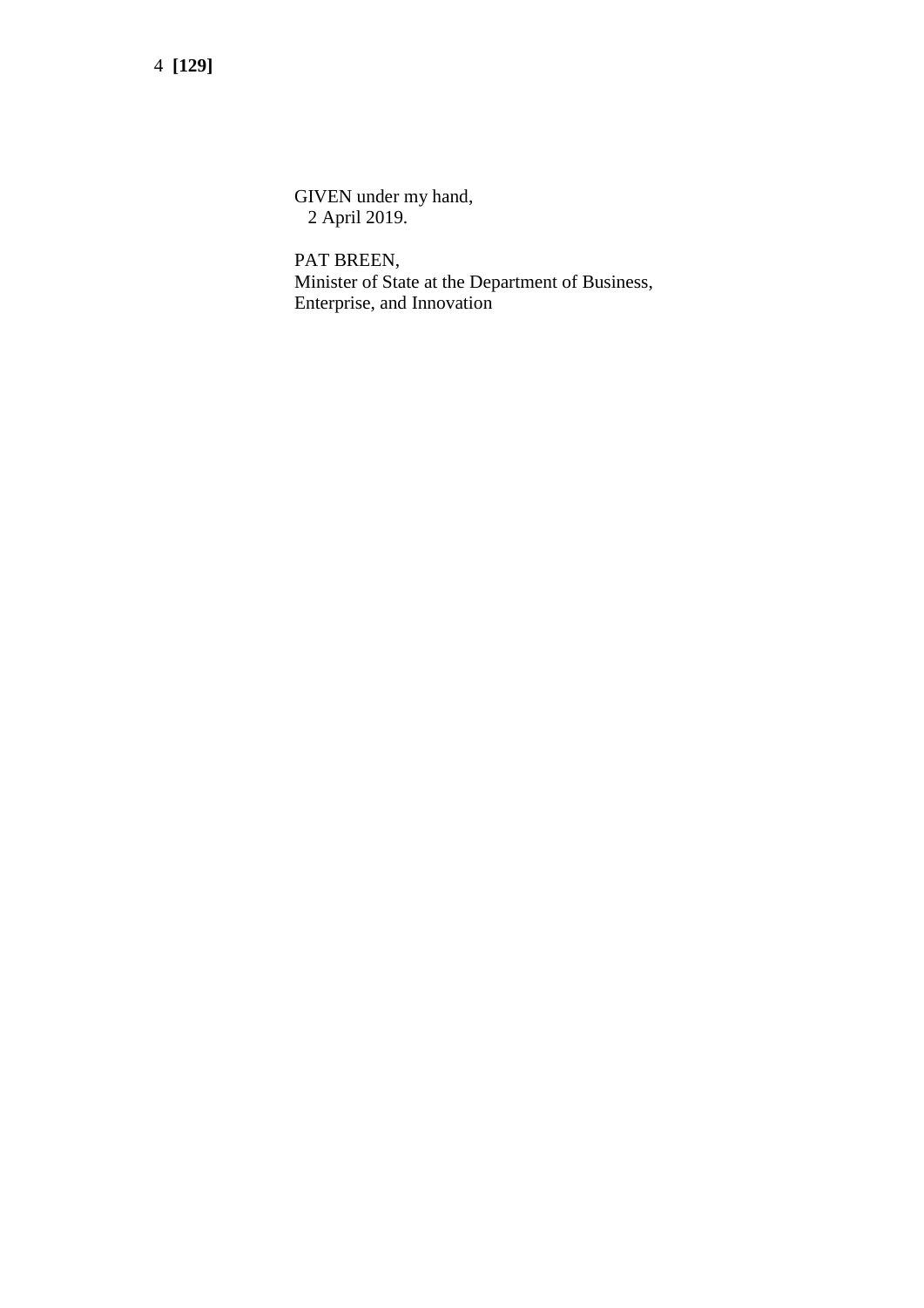GIVEN under my hand,
2 April 2019.

PAT BREEN,
Minister of State at the Department of Business, Enterprise, and Innovation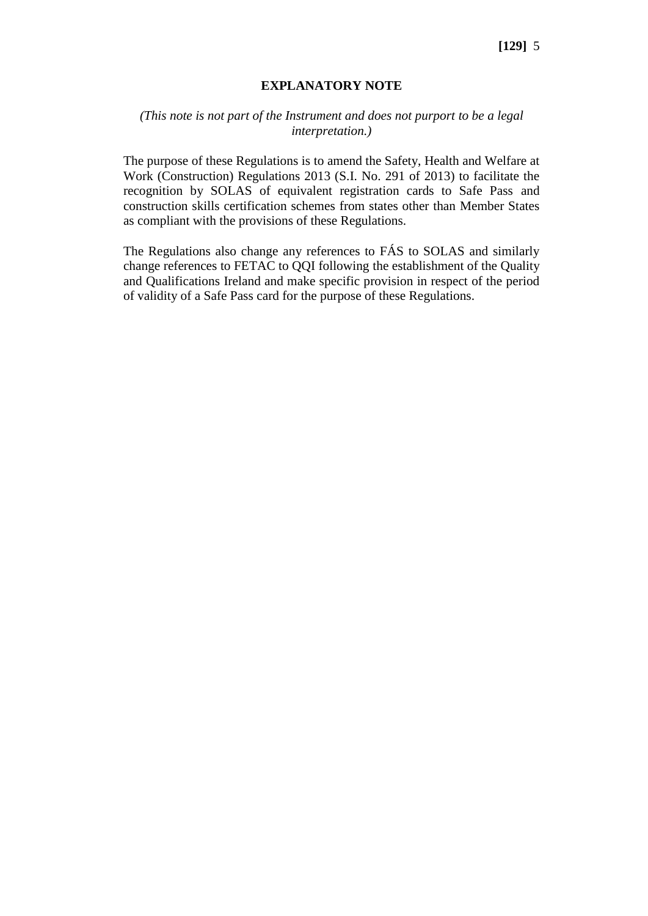## EXPLANATORY NOTE

*(This note is not part of the Instrument and does not purport to be a legal interpretation.)*

The purpose of these Regulations is to amend the Safety, Health and Welfare at Work (Construction) Regulations 2013 (S.I. No. 291 of 2013) to facilitate the recognition by SOLAS of equivalent registration cards to Safe Pass and construction skills certification schemes from states other than Member States as compliant with the provisions of these Regulations.

The Regulations also change any references to FÁS to SOLAS and similarly change references to FETAC to QQI following the establishment of the Quality and Qualifications Ireland and make specific provision in respect of the period of validity of a Safe Pass card for the purpose of these Regulations.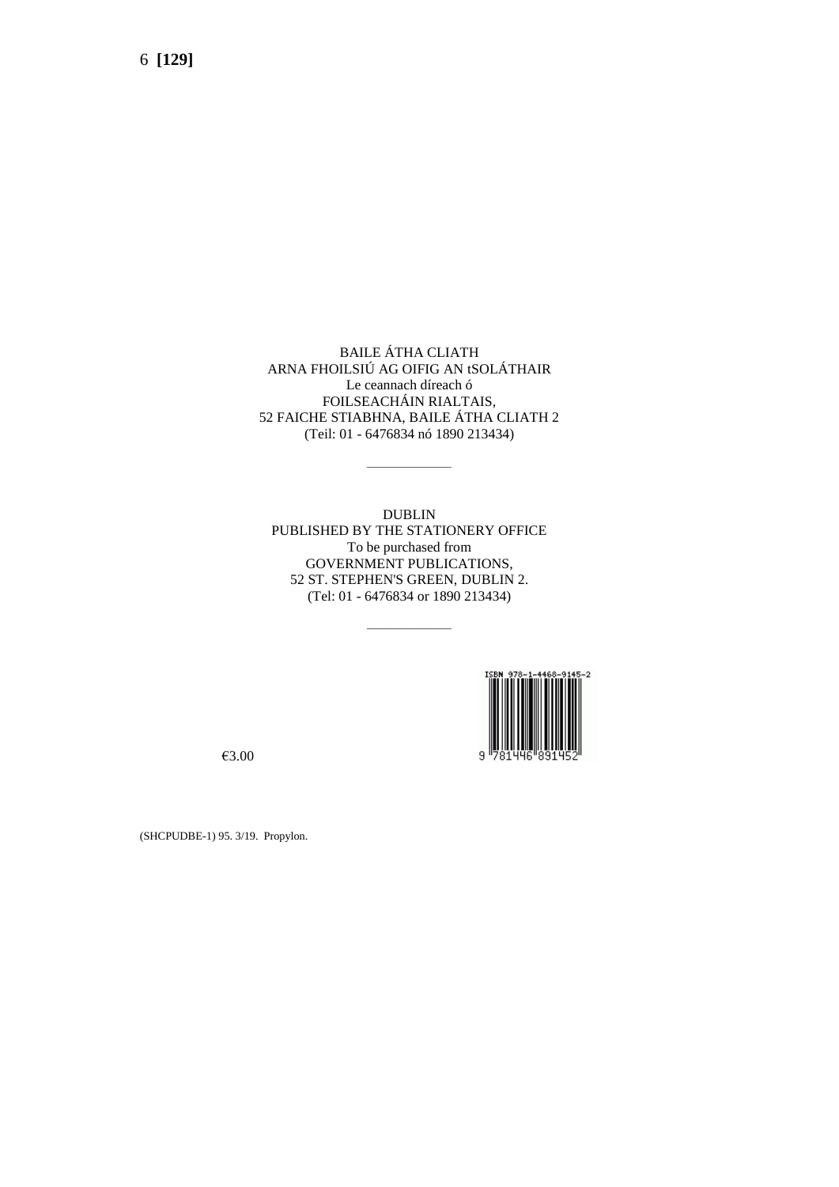BAILE ÁTHA CLIATH
ARNA FHOILSIÚ AG OIFIG AN tSOLÁTHAIR
Le ceannach díreach ó
FOILSEACHÁIN RIALTAIS,
52 FAICHE STIABHNA, BAILE ÁTHA CLIATH 2
(Teil: 01 - 6476834 nó 1890 213434)

---

DUBLIN
PUBLISHED BY THE STATIONERY OFFICE
To be purchased from
GOVERNMENT PUBLICATIONS,
52 ST. STEPHEN'S GREEN, DUBLIN 2.
(Tel: 01 - 6476834 or 1890 213434)

---

ISBN 978-1-4468-9145-2

9 781446 891452

€3.00

(SHCPUDBE-1) 95. 3/19. Propylon.